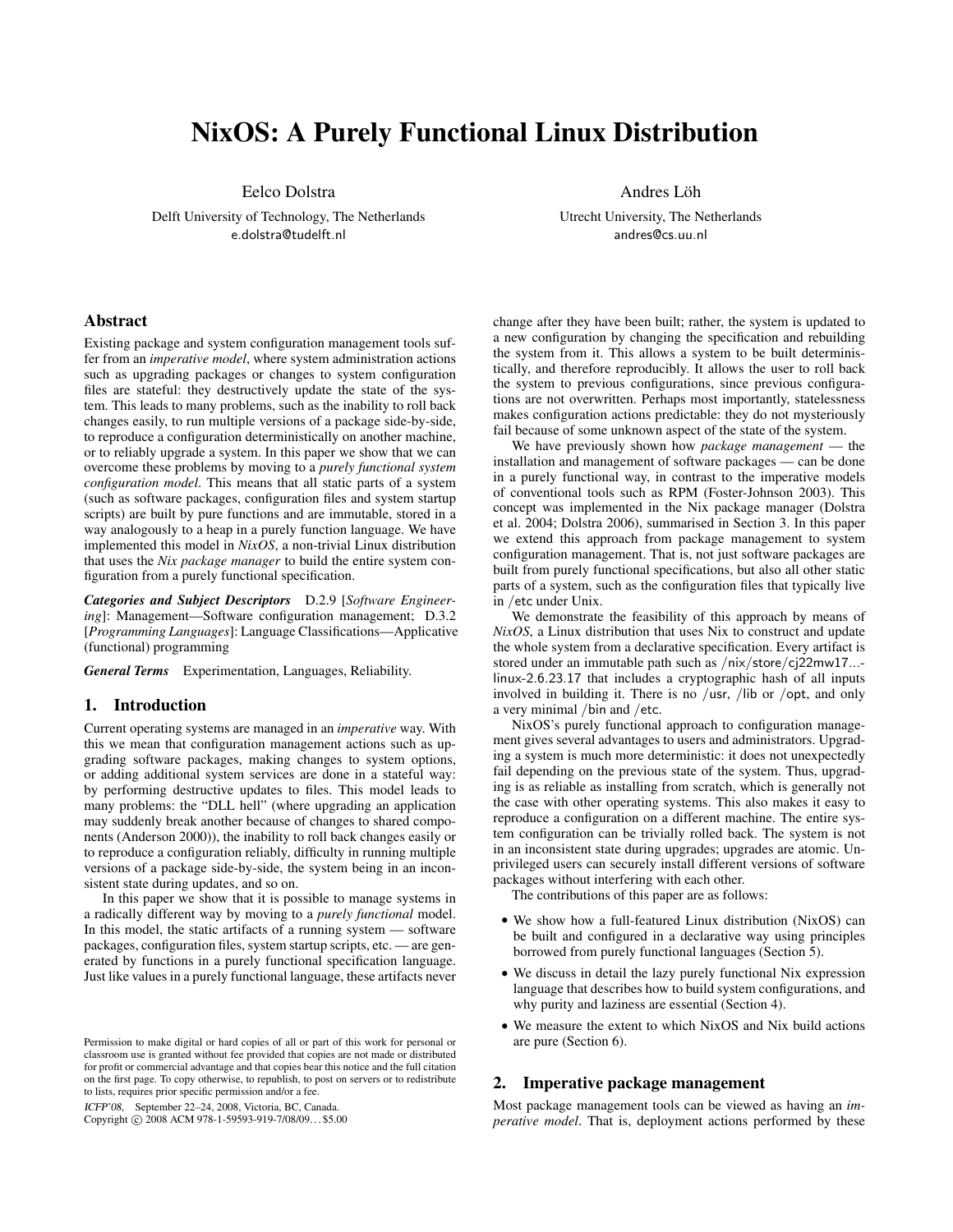# NixOS: A Purely Functional Linux Distribution

Eelco Dolstra
Delft University of Technology, The Netherlands
e.dolstra@tudelft.nl

Andres Löh
Utrecht University, The Netherlands
andres@cs.uu.nl

## Abstract

Existing package and system configuration management tools suffer from an *imperative model*, where system administration actions such as upgrading packages or changes to system configuration files are stateful: they destructively update the state of the system. This leads to many problems, such as the inability to roll back changes easily, to run multiple versions of a package side-by-side, to reproduce a configuration deterministically on another machine, or to reliably upgrade a system. In this paper we show that we can overcome these problems by moving to a *purely functional system configuration model*. This means that all static parts of a system (such as software packages, configuration files and system startup scripts) are built by pure functions and are immutable, stored in a way analogously to a heap in a purely function language. We have implemented this model in *NixOS*, a non-trivial Linux distribution that uses the *Nix package manager* to build the entire system configuration from a purely functional specification.

***Categories and Subject Descriptors*** D.2.9 [*Software Engineering*]: Management—Software configuration management; D.3.2 [*Programming Languages*]: Language Classifications—Applicative (functional) programming

***General Terms*** Experimentation, Languages, Reliability.

## 1. Introduction

Current operating systems are managed in an *imperative* way. With this we mean that configuration management actions such as upgrading software packages, making changes to system options, or adding additional system services are done in a stateful way: by performing destructive updates to files. This model leads to many problems: the "DLL hell" (where upgrading an application may suddenly break another because of changes to shared components (Anderson 2000)), the inability to roll back changes easily or to reproduce a configuration reliably, difficulty in running multiple versions of a package side-by-side, the system being in an inconsistent state during updates, and so on.

In this paper we show that it is possible to manage systems in a radically different way by moving to a *purely functional* model. In this model, the static artifacts of a running system — software packages, configuration files, system startup scripts, etc. — are generated by functions in a purely functional specification language. Just like values in a purely functional language, these artifacts never change after they have been built; rather, the system is updated to a new configuration by changing the specification and rebuilding the system from it. This allows a system to be built deterministically, and therefore reproducibly. It allows the user to roll back the system to previous configurations, since previous configurations are not overwritten. Perhaps most importantly, statelessness makes configuration actions predictable: they do not mysteriously fail because of some unknown aspect of the state of the system.

We have previously shown how *package management* — the installation and management of software packages — can be done in a purely functional way, in contrast to the imperative models of conventional tools such as RPM (Foster-Johnson 2003). This concept was implemented in the Nix package manager (Dolstra et al. 2004; Dolstra 2006), summarised in Section 3. In this paper we extend this approach from package management to system configuration management. That is, not just software packages are built from purely functional specifications, but also all other static parts of a system, such as the configuration files that typically live in /etc under Unix.

We demonstrate the feasibility of this approach by means of *NixOS*, a Linux distribution that uses Nix to construct and update the whole system from a declarative specification. Every artifact is stored under an immutable path such as /nix/store/cj22mw17...-linux-2.6.23.17 that includes a cryptographic hash of all inputs involved in building it. There is no /usr, /lib or /opt, and only a very minimal /bin and /etc.

NixOS's purely functional approach to configuration management gives several advantages to users and administrators. Upgrading a system is much more deterministic: it does not unexpectedly fail depending on the previous state of the system. Thus, upgrading is as reliable as installing from scratch, which is generally not the case with other operating systems. This also makes it easy to reproduce a configuration on a different machine. The entire system configuration can be trivially rolled back. The system is not in an inconsistent state during upgrades; upgrades are atomic. Unprivileged users can securely install different versions of software packages without interfering with each other.

The contributions of this paper are as follows:

- We show how a full-featured Linux distribution (NixOS) can be built and configured in a declarative way using principles borrowed from purely functional languages (Section 5).
- We discuss in detail the lazy purely functional Nix expression language that describes how to build system configurations, and why purity and laziness are essential (Section 4).
- We measure the extent to which NixOS and Nix build actions are pure (Section 6).

## 2. Imperative package management

Most package management tools can be viewed as having an *imperative model*. That is, deployment actions performed by these

Permission to make digital or hard copies of all or part of this work for personal or classroom use is granted without fee provided that copies are not made or distributed for profit or commercial advantage and that copies bear this notice and the full citation on the first page. To copy otherwise, to republish, to post on servers or to redistribute to lists, requires prior specific permission and/or a fee.

*ICFP'08*, September 22–24, 2008, Victoria, BC, Canada.
Copyright © 2008 ACM 978-1-59593-919-7/08/09...$5.00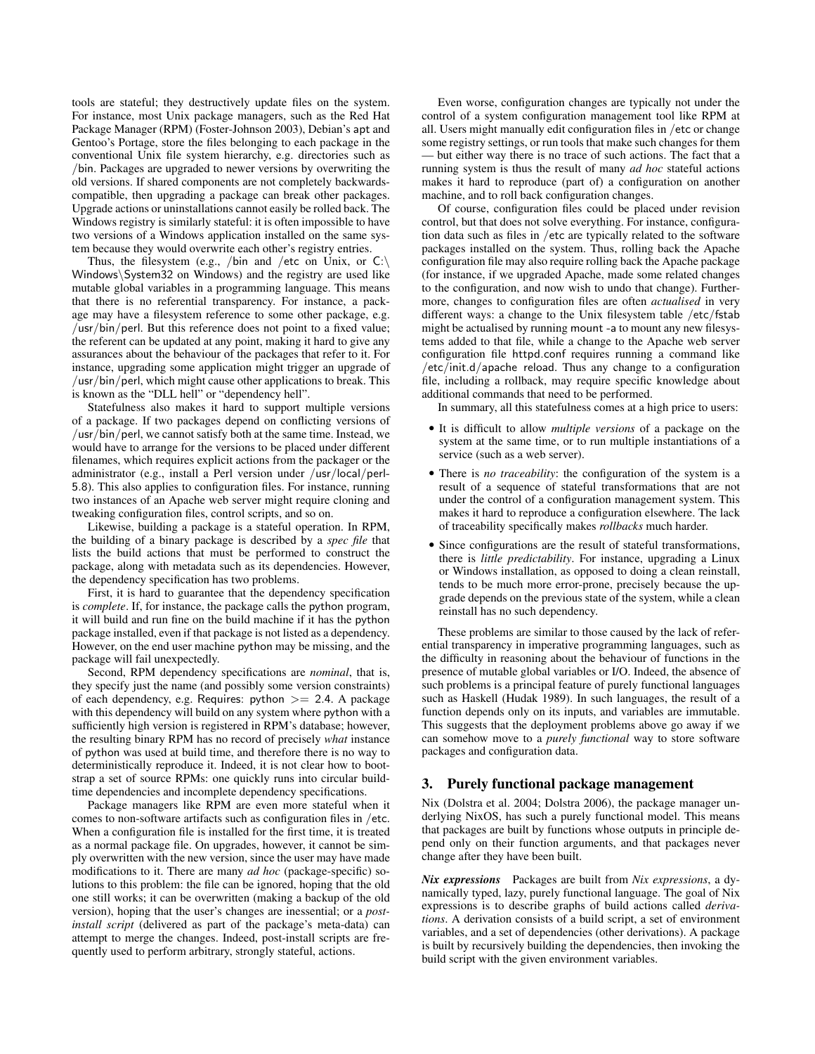tools are stateful; they destructively update files on the system. For instance, most Unix package managers, such as the Red Hat Package Manager (RPM) (Foster-Johnson 2003), Debian's apt and Gentoo's Portage, store the files belonging to each package in the conventional Unix file system hierarchy, e.g. directories such as /bin. Packages are upgraded to newer versions by overwriting the old versions. If shared components are not completely backwards-compatible, then upgrading a package can break other packages. Upgrade actions or uninstallations cannot easily be rolled back. The Windows registry is similarly stateful: it is often impossible to have two versions of a Windows application installed on the same system because they would overwrite each other's registry entries.

Thus, the filesystem (e.g., /bin and /etc on Unix, or C:\Windows\System32 on Windows) and the registry are used like mutable global variables in a programming language. This means that there is no referential transparency. For instance, a package may have a filesystem reference to some other package, e.g. /usr/bin/perl. But this reference does not point to a fixed value; the referent can be updated at any point, making it hard to give any assurances about the behaviour of the packages that refer to it. For instance, upgrading some application might trigger an upgrade of /usr/bin/perl, which might cause other applications to break. This is known as the "DLL hell" or "dependency hell".

Statefulness also makes it hard to support multiple versions of a package. If two packages depend on conflicting versions of /usr/bin/perl, we cannot satisfy both at the same time. Instead, we would have to arrange for the versions to be placed under different filenames, which requires explicit actions from the packager or the administrator (e.g., install a Perl version under /usr/local/perl-5.8). This also applies to configuration files. For instance, running two instances of an Apache web server might require cloning and tweaking configuration files, control scripts, and so on.

Likewise, building a package is a stateful operation. In RPM, the building of a binary package is described by a *spec file* that lists the build actions that must be performed to construct the package, along with metadata such as its dependencies. However, the dependency specification has two problems.

First, it is hard to guarantee that the dependency specification is *complete*. If, for instance, the package calls the python program, it will build and run fine on the build machine if it has the python package installed, even if that package is not listed as a dependency. However, on the end user machine python may be missing, and the package will fail unexpectedly.

Second, RPM dependency specifications are *nominal*, that is, they specify just the name (and possibly some version constraints) of each dependency, e.g. Requires: python >= 2.4. A package with this dependency will build on any system where python with a sufficiently high version is registered in RPM's database; however, the resulting binary RPM has no record of precisely *what* instance of python was used at build time, and therefore there is no way to deterministically reproduce it. Indeed, it is not clear how to bootstrap a set of source RPMs: one quickly runs into circular build-time dependencies and incomplete dependency specifications.

Package managers like RPM are even more stateful when it comes to non-software artifacts such as configuration files in /etc. When a configuration file is installed for the first time, it is treated as a normal package file. On upgrades, however, it cannot be simply overwritten with the new version, since the user may have made modifications to it. There are many *ad hoc* (package-specific) solutions to this problem: the file can be ignored, hoping that the old one still works; it can be overwritten (making a backup of the old version), hoping that the user's changes are inessential; or a *post-install script* (delivered as part of the package's meta-data) can attempt to merge the changes. Indeed, post-install scripts are frequently used to perform arbitrary, strongly stateful, actions.

Even worse, configuration changes are typically not under the control of a system configuration management tool like RPM at all. Users might manually edit configuration files in /etc or change some registry settings, or run tools that make such changes for them — but either way there is no trace of such actions. The fact that a running system is thus the result of many *ad hoc* stateful actions makes it hard to reproduce (part of) a configuration on another machine, and to roll back configuration changes.

Of course, configuration files could be placed under revision control, but that does not solve everything. For instance, configuration data such as files in /etc are typically related to the software packages installed on the system. Thus, rolling back the Apache configuration file may also require rolling back the Apache package (for instance, if we upgraded Apache, made some related changes to the configuration, and now wish to undo that change). Furthermore, changes to configuration files are often *actualised* in very different ways: a change to the Unix filesystem table /etc/fstab might be actualised by running mount -a to mount any new filesystems added to that file, while a change to the Apache web server configuration file httpd.conf requires running a command like /etc/init.d/apache reload. Thus any change to a configuration file, including a rollback, may require specific knowledge about additional commands that need to be performed.

In summary, all this statefulness comes at a high price to users:

- It is difficult to allow *multiple versions* of a package on the system at the same time, or to run multiple instantiations of a service (such as a web server).
- There is *no traceability*: the configuration of the system is a result of a sequence of stateful transformations that are not under the control of a configuration management system. This makes it hard to reproduce a configuration elsewhere. The lack of traceability specifically makes *rollbacks* much harder.
- Since configurations are the result of stateful transformations, there is *little predictability*. For instance, upgrading a Linux or Windows installation, as opposed to doing a clean reinstall, tends to be much more error-prone, precisely because the upgrade depends on the previous state of the system, while a clean reinstall has no such dependency.

These problems are similar to those caused by the lack of referential transparency in imperative programming languages, such as the difficulty in reasoning about the behaviour of functions in the presence of mutable global variables or I/O. Indeed, the absence of such problems is a principal feature of purely functional languages such as Haskell (Hudak 1989). In such languages, the result of a function depends only on its inputs, and variables are immutable. This suggests that the deployment problems above go away if we can somehow move to a *purely functional* way to store software packages and configuration data.

## 3. Purely functional package management

Nix (Dolstra et al. 2004; Dolstra 2006), the package manager underlying NixOS, has such a purely functional model. This means that packages are built by functions whose outputs in principle depend only on their function arguments, and that packages never change after they have been built.

***Nix expressions*** Packages are built from *Nix expressions*, a dynamically typed, lazy, purely functional language. The goal of Nix expressions is to describe graphs of build actions called *derivations*. A derivation consists of a build script, a set of environment variables, and a set of dependencies (other derivations). A package is built by recursively building the dependencies, then invoking the build script with the given environment variables.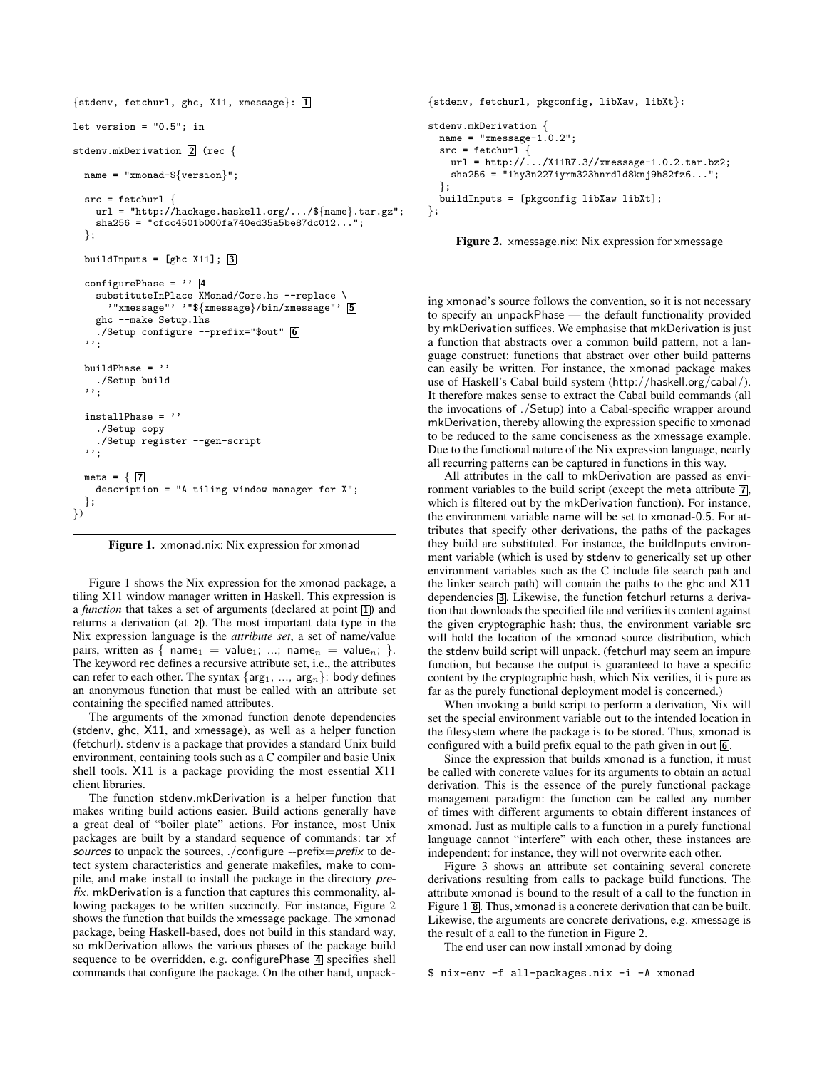```
{stdenv, fetchurl, ghc, X11, xmessage}: [1]

let version = "0.5"; in

stdenv.mkDerivation [2] (rec {

  name = "xmonad-${version}";

  src = fetchurl {
    url = "http://hackage.haskell.org/.../${name}.tar.gz";
    sha256 = "cfcc4501b000fa740ed35a5be87dc012...";
  };

  buildInputs = [ghc X11]; [3]

  configurePhase = '' [4]
    substituteInPlace XMonad/Core.hs --replace \
      '"xmessage"' '"${xmessage}/bin/xmessage"' [5]
    ghc --make Setup.lhs
    ./Setup configure --prefix="$out" [6]
  '';

  buildPhase = ''
    ./Setup build
  '';

  installPhase = ''
    ./Setup copy
    ./Setup register --gen-script
  '';

  meta = { [7]
    description = "A tiling window manager for X";
  };
})
```

**Figure 1.** xmonad.nix: Nix expression for xmonad

Figure 1 shows the Nix expression for the xmonad package, a tiling X11 window manager written in Haskell. This expression is a *function* that takes a set of arguments (declared at point [1]) and returns a derivation (at [2]). The most important data type in the Nix expression language is the *attribute set*, a set of name/value pairs, written as { $\text{name}_1$ = $\text{value}_1$; ...; $\text{name}_n$ = $\text{value}_n$; }. The keyword rec defines a recursive attribute set, i.e., the attributes can refer to each other. The syntax {$\text{arg}_1$, ..., $\text{arg}_n$}: body defines an anonymous function that must be called with an attribute set containing the specified named attributes.

The arguments of the xmonad function denote dependencies (stdenv, ghc, X11, and xmessage), as well as a helper function (fetchurl). stdenv is a package that provides a standard Unix build environment, containing tools such as a C compiler and basic Unix shell tools. X11 is a package providing the most essential X11 client libraries.

The function stdenv.mkDerivation is a helper function that makes writing build actions easier. Build actions generally have a great deal of "boiler plate" actions. For instance, most Unix packages are built by a standard sequence of commands: tar xf *sources* to unpack the sources, ./configure --prefix=*prefix* to detect system characteristics and generate makefiles, make to compile, and make install to install the package in the directory *prefix*. mkDerivation is a function that captures this commonality, allowing packages to be written succinctly. For instance, Figure 2 shows the function that builds the xmessage package. The xmonad package, being Haskell-based, does not build in this standard way, so mkDerivation allows the various phases of the package build sequence to be overridden, e.g. configurePhase [4] specifies shell commands that configure the package. On the other hand, unpacking xmonad's source follows the convention, so it is not necessary to specify an unpackPhase — the default functionality provided by mkDerivation suffices. We emphasise that mkDerivation is just a function that abstracts over a common build pattern, not a language construct: functions that abstract over other build patterns can easily be written. For instance, the xmonad package makes use of Haskell's Cabal build system (http://haskell.org/cabal/). It therefore makes sense to extract the Cabal build commands (all the invocations of ./Setup) into a Cabal-specific wrapper around mkDerivation, thereby allowing the expression specific to xmonad to be reduced to the same conciseness as the xmessage example. Due to the functional nature of the Nix expression language, nearly all recurring patterns can be captured in functions in this way.

```
{stdenv, fetchurl, pkgconfig, libXaw, libXt}:

stdenv.mkDerivation {
  name = "xmessage-1.0.2";
  src = fetchurl {
    url = http://.../X11R7.3//xmessage-1.0.2.tar.bz2;
    sha256 = "1hy3n227iyrm323hnrdld8knj9h82fz6...";
  };
  buildInputs = [pkgconfig libXaw libXt];
};
```

**Figure 2.** xmessage.nix: Nix expression for xmessage

All attributes in the call to mkDerivation are passed as environment variables to the build script (except the meta attribute [7], which is filtered out by the mkDerivation function). For instance, the environment variable name will be set to xmonad-0.5. For attributes that specify other derivations, the paths of the packages they build are substituted. For instance, the buildInputs environment variable (which is used by stdenv to generically set up other environment variables such as the C include file search path and the linker search path) will contain the paths to the ghc and X11 dependencies [3]. Likewise, the function fetchurl returns a derivation that downloads the specified file and verifies its content against the given cryptographic hash; thus, the environment variable src will hold the location of the xmonad source distribution, which the stdenv build script will unpack. (fetchurl may seem an impure function, but because the output is guaranteed to have a specific content by the cryptographic hash, which Nix verifies, it is pure as far as the purely functional deployment model is concerned.)

When invoking a build script to perform a derivation, Nix will set the special environment variable out to the intended location in the filesystem where the package is to be stored. Thus, xmonad is configured with a build prefix equal to the path given in out [6].

Since the expression that builds xmonad is a function, it must be called with concrete values for its arguments to obtain an actual derivation. This is the essence of the purely functional package management paradigm: the function can be called any number of times with different arguments to obtain different instances of xmonad. Just as multiple calls to a function in a purely functional language cannot "interfere" with each other, these instances are independent: for instance, they will not overwrite each other.

Figure 3 shows an attribute set containing several concrete derivations resulting from calls to package build functions. The attribute xmonad is bound to the result of a call to the function in Figure 1 [8]. Thus, xmonad is a concrete derivation that can be built. Likewise, the arguments are concrete derivations, e.g. xmessage is the result of a call to the function in Figure 2.

The end user can now install xmonad by doing

```
$ nix-env -f all-packages.nix -i -A xmonad
```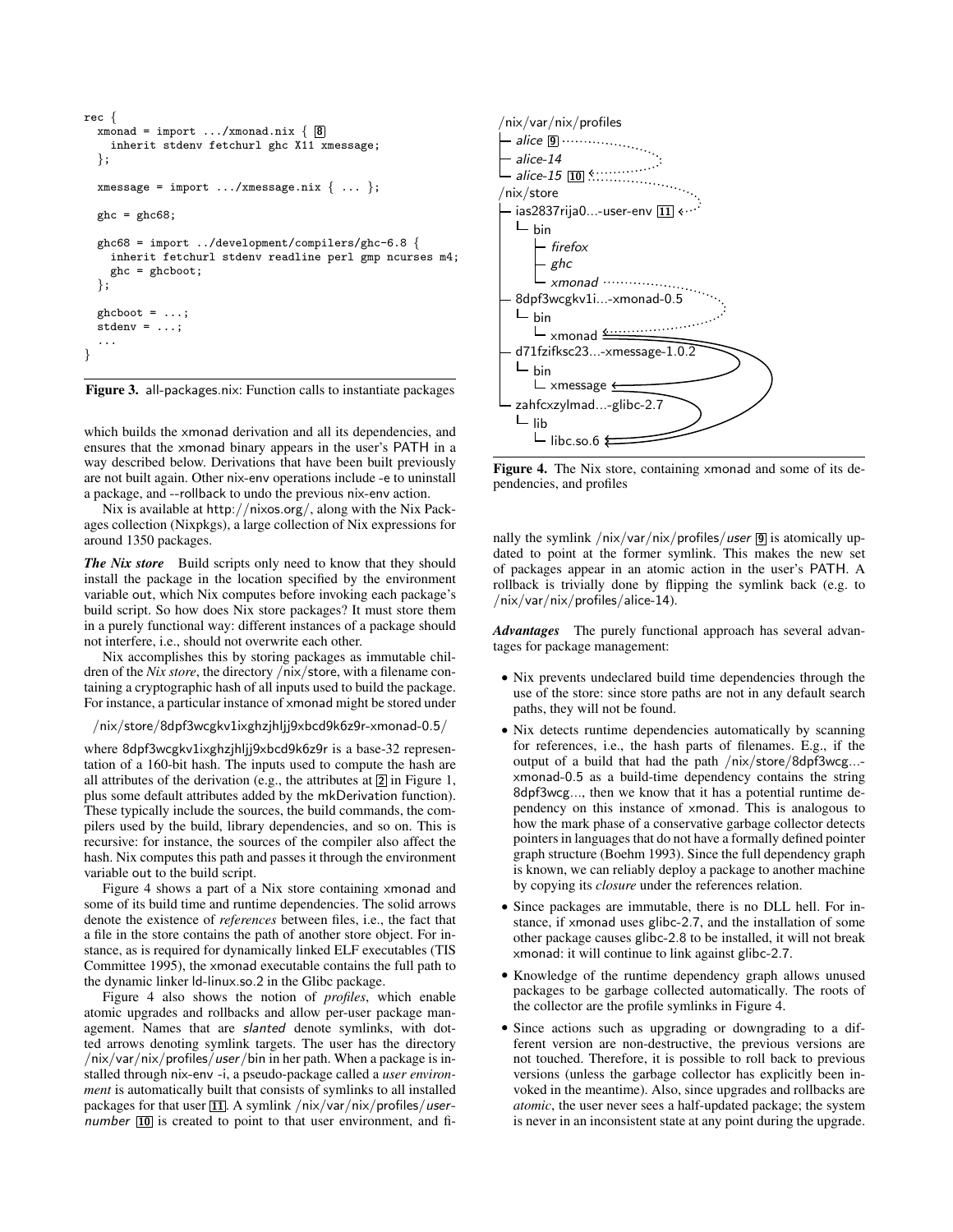```
rec {
  xmonad = import .../xmonad.nix { [8]
    inherit stdenv fetchurl ghc X11 xmessage;
  };

  xmessage = import .../xmessage.nix { ... };

  ghc = ghc68;

  ghc68 = import ../development/compilers/ghc-6.8 {
    inherit fetchurl stdenv readline perl gmp ncurses m4;
    ghc = ghcboot;
  };

  ghcboot = ...;
  stdenv = ...;
  ...
}
```

**Figure 3.** all-packages.nix: Function calls to instantiate packages

which builds the xmonad derivation and all its dependencies, and ensures that the xmonad binary appears in the user's PATH in a way described below. Derivations that have been built previously are not built again. Other nix-env operations include -e to uninstall a package, and --rollback to undo the previous nix-env action.

Nix is available at http://nixos.org/, along with the Nix Packages collection (Nixpkgs), a large collection of Nix expressions for around 1350 packages.

***The Nix store*** Build scripts only need to know that they should install the package in the location specified by the environment variable out, which Nix computes before invoking each package's build script. So how does Nix store packages? It must store them in a purely functional way: different instances of a package should not interfere, i.e., should not overwrite each other.

Nix accomplishes this by storing packages as immutable children of the *Nix store*, the directory /nix/store, with a filename containing a cryptographic hash of all inputs used to build the package. For instance, a particular instance of xmonad might be stored under

/nix/store/8dpf3wcgkv1ixghzjhljj9xbcd9k6z9r-xmonad-0.5/

where 8dpf3wcgkv1ixghzjhljj9xbcd9k6z9r is a base-32 representation of a 160-bit hash. The inputs used to compute the hash are all attributes of the derivation (e.g., the attributes at [2] in Figure 1, plus some default attributes added by the mkDerivation function). These typically include the sources, the build commands, the compilers used by the build, library dependencies, and so on. This is recursive: for instance, the sources of the compiler also affect the hash. Nix computes this path and passes it through the environment variable out to the build script.

Figure 4 shows a part of a Nix store containing xmonad and some of its build time and runtime dependencies. The solid arrows denote the existence of *references* between files, i.e., the fact that a file in the store contains the path of another store object. For instance, as is required for dynamically linked ELF executables (TIS Committee 1995), the xmonad executable contains the full path to the dynamic linker ld-linux.so.2 in the Glibc package.

Figure 4 also shows the notion of *profiles*, which enable atomic upgrades and rollbacks and allow per-user package management. Names that are *slanted* denote symlinks, with dotted arrows denoting symlink targets. The user has the directory /nix/var/nix/profiles/*user*/bin in her path. When a package is installed through nix-env -i, a pseudo-package called a *user environment* is automatically built that consists of symlinks to all installed packages for that user [11]. A symlink /nix/var/nix/profiles/*user-number* [10] is created to point to that user environment, and finally the symlink /nix/var/nix/profiles/*user* [9] is atomically updated to point at the former symlink. This makes the new set of packages appear in an atomic action in the user's PATH. A rollback is trivially done by flipping the symlink back (e.g. to /nix/var/nix/profiles/alice-14).

```
/nix/var/nix/profiles
├ alice [9]
├ alice-14
└ alice-15 [10]
/nix/store
├ ias2837rija0...-user-env [11]
│ └ bin
│   ├ firefox
│   ├ ghc
│   └ xmonad
├ 8dpf3wcgkv1i...-xmonad-0.5
│ └ bin
│   └ xmonad
├ d71fzifksc23...-xmessage-1.0.2
│ └ bin
│   └ xmessage
└ zahfcxzylmad...-glibc-2.7
  └ lib
    └ libc.so.6
```

**Figure 4.** The Nix store, containing xmonad and some of its dependencies, and profiles

***Advantages*** The purely functional approach has several advantages for package management:

- Nix prevents undeclared build time dependencies through the use of the store: since store paths are not in any default search paths, they will not be found.
- Nix detects runtime dependencies automatically by scanning for references, i.e., the hash parts of filenames. E.g., if the output of a build that had the path /nix/store/8dpf3wcg...-xmonad-0.5 as a build-time dependency contains the string 8dpf3wcg..., then we know that it has a potential runtime dependency on this instance of xmonad. This is analogous to how the mark phase of a conservative garbage collector detects pointers in languages that do not have a formally defined pointer graph structure (Boehm 1993). Since the full dependency graph is known, we can reliably deploy a package to another machine by copying its *closure* under the references relation.
- Since packages are immutable, there is no DLL hell. For instance, if xmonad uses glibc-2.7, and the installation of some other package causes glibc-2.8 to be installed, it will not break xmonad: it will continue to link against glibc-2.7.
- Knowledge of the runtime dependency graph allows unused packages to be garbage collected automatically. The roots of the collector are the profile symlinks in Figure 4.
- Since actions such as upgrading or downgrading to a different version are non-destructive, the previous versions are not touched. Therefore, it is possible to roll back to previous versions (unless the garbage collector has explicitly been invoked in the meantime). Also, since upgrades and rollbacks are *atomic*, the user never sees a half-updated package; the system is never in an inconsistent state at any point during the upgrade.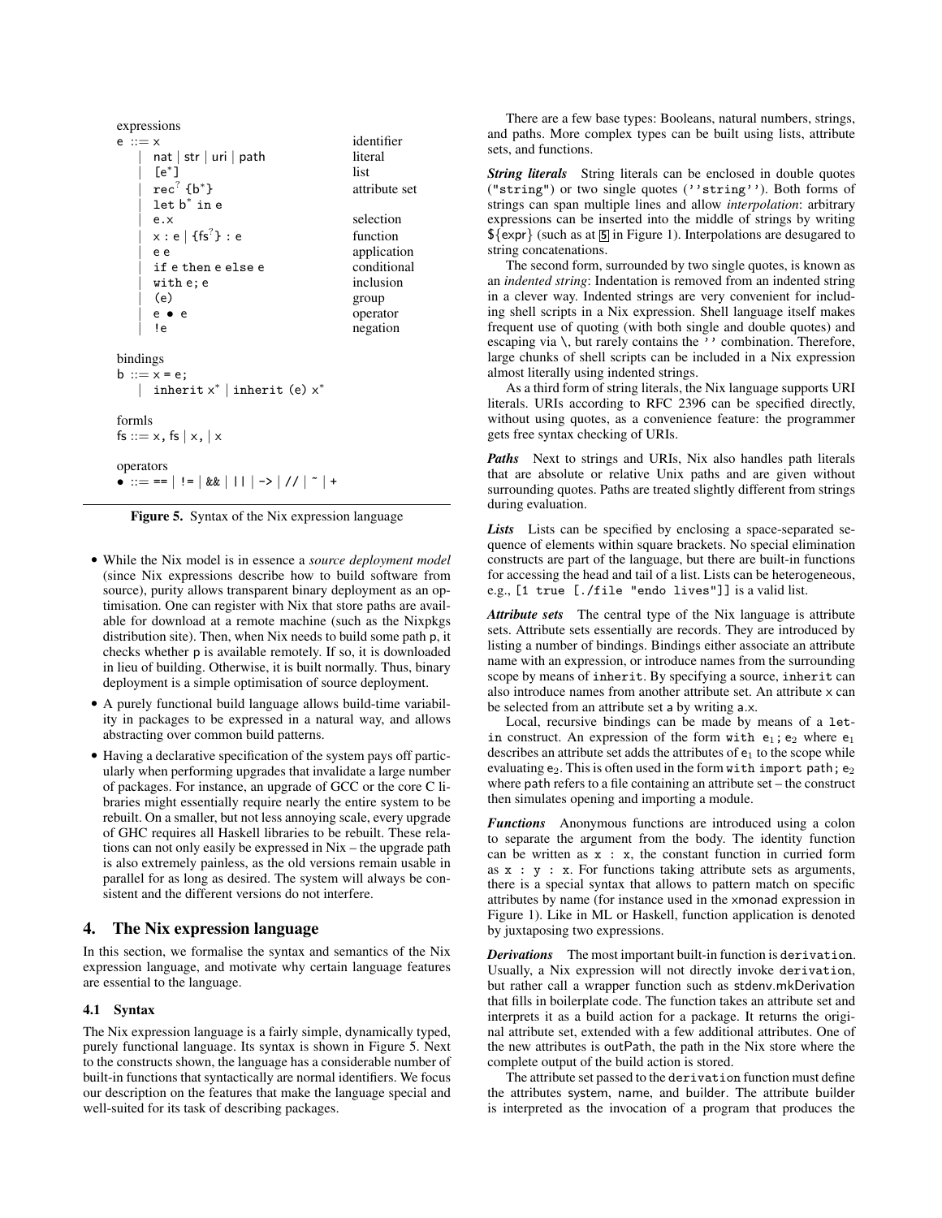```
expressions
e ::= x                                identifier
    | nat | str | uri | path           literal
    | [e*]                             list
    | rec? {b*}                        attribute set
    | let b* in e
    | e.x                              selection
    | x : e | {fs?} : e                function
    | e e                              application
    | if e then e else e               conditional
    | with e; e                        inclusion
    | (e)                              group
    | e • e                            operator
    | !e                               negation

bindings
b ::= x = e;
    | inherit x* | inherit (e) x*

formls
fs ::= x, fs | x, | x

operators
• ::= == | != | && | || | -> | // | ~ | +
```

**Figure 5.** Syntax of the Nix expression language

- While the Nix model is in essence a *source deployment model* (since Nix expressions describe how to build software from source), purity allows transparent binary deployment as an optimisation. One can register with Nix that store paths are available for download at a remote machine (such as the Nixpkgs distribution site). Then, when Nix needs to build some path p, it checks whether p is available remotely. If so, it is downloaded in lieu of building. Otherwise, it is built normally. Thus, binary deployment is a simple optimisation of source deployment.
- A purely functional build language allows build-time variability in packages to be expressed in a natural way, and allows abstracting over common build patterns.
- Having a declarative specification of the system pays off particularly when performing upgrades that invalidate a large number of packages. For instance, an upgrade of GCC or the core C libraries might essentially require nearly the entire system to be rebuilt. On a smaller, but not less annoying scale, every upgrade of GHC requires all Haskell libraries to be rebuilt. These relations can not only easily be expressed in Nix – the upgrade path is also extremely painless, as the old versions remain usable in parallel for as long as desired. The system will always be consistent and the different versions do not interfere.

## 4. The Nix expression language

In this section, we formalise the syntax and semantics of the Nix expression language, and motivate why certain language features are essential to the language.

### 4.1 Syntax

The Nix expression language is a fairly simple, dynamically typed, purely functional language. Its syntax is shown in Figure 5. Next to the constructs shown, the language has a considerable number of built-in functions that syntactically are normal identifiers. We focus our description on the features that make the language special and well-suited for its task of describing packages.

There are a few base types: Booleans, natural numbers, strings, and paths. More complex types can be built using lists, attribute sets, and functions.

***String literals*** String literals can be enclosed in double quotes (`"string"`) or two single quotes (`''string''`). Both forms of strings can span multiple lines and allow *interpolation*: arbitrary expressions can be inserted into the middle of strings by writing `${expr}` (such as at 5 in Figure 1). Interpolations are desugared to string concatenations.

The second form, surrounded by two single quotes, is known as an *indented string*: Indentation is removed from an indented string in a clever way. Indented strings are very convenient for including shell scripts in a Nix expression. Shell language itself makes frequent use of quoting (with both single and double quotes) and escaping via \, but rarely contains the `''` combination. Therefore, large chunks of shell scripts can be included in a Nix expression almost literally using indented strings.

As a third form of string literals, the Nix language supports URI literals. URIs according to RFC 2396 can be specified directly, without using quotes, as a convenience feature: the programmer gets free syntax checking of URIs.

***Paths*** Next to strings and URIs, Nix also handles path literals that are absolute or relative Unix paths and are given without surrounding quotes. Paths are treated slightly different from strings during evaluation.

***Lists*** Lists can be specified by enclosing a space-separated sequence of elements within square brackets. No special elimination constructs are part of the language, but there are built-in functions for accessing the head and tail of a list. Lists can be heterogeneous, e.g., `[1 true [./file "endo lives"]]` is a valid list.

***Attribute sets*** The central type of the Nix language is attribute sets. Attribute sets essentially are records. They are introduced by listing a number of bindings. Bindings either associate an attribute name with an expression, or introduce names from the surrounding scope by means of `inherit`. By specifying a source, `inherit` can also introduce names from another attribute set. An attribute x can be selected from an attribute set a by writing a.x.

Local, recursive bindings can be made by means of a `let-in` construct. An expression of the form `with` $e_1$; $e_2$ where $e_1$ describes an attribute set adds the attributes of $e_1$ to the scope while evaluating $e_2$. This is often used in the form `with import path;` $e_2$ where path refers to a file containing an attribute set – the construct then simulates opening and importing a module.

***Functions*** Anonymous functions are introduced using a colon to separate the argument from the body. The identity function can be written as `x : x`, the constant function in curried form as `x : y : x`. For functions taking attribute sets as arguments, there is a special syntax that allows to pattern match on specific attributes by name (for instance used in the xmonad expression in Figure 1). Like in ML or Haskell, function application is denoted by juxtaposing two expressions.

***Derivations*** The most important built-in function is `derivation`. Usually, a Nix expression will not directly invoke `derivation`, but rather call a wrapper function such as stdenv.mkDerivation that fills in boilerplate code. The function takes an attribute set and interprets it as a build action for a package. It returns the original attribute set, extended with a few additional attributes. One of the new attributes is outPath, the path in the Nix store where the complete output of the build action is stored.

The attribute set passed to the `derivation` function must define the attributes system, name, and builder. The attribute builder is interpreted as the invocation of a program that produces the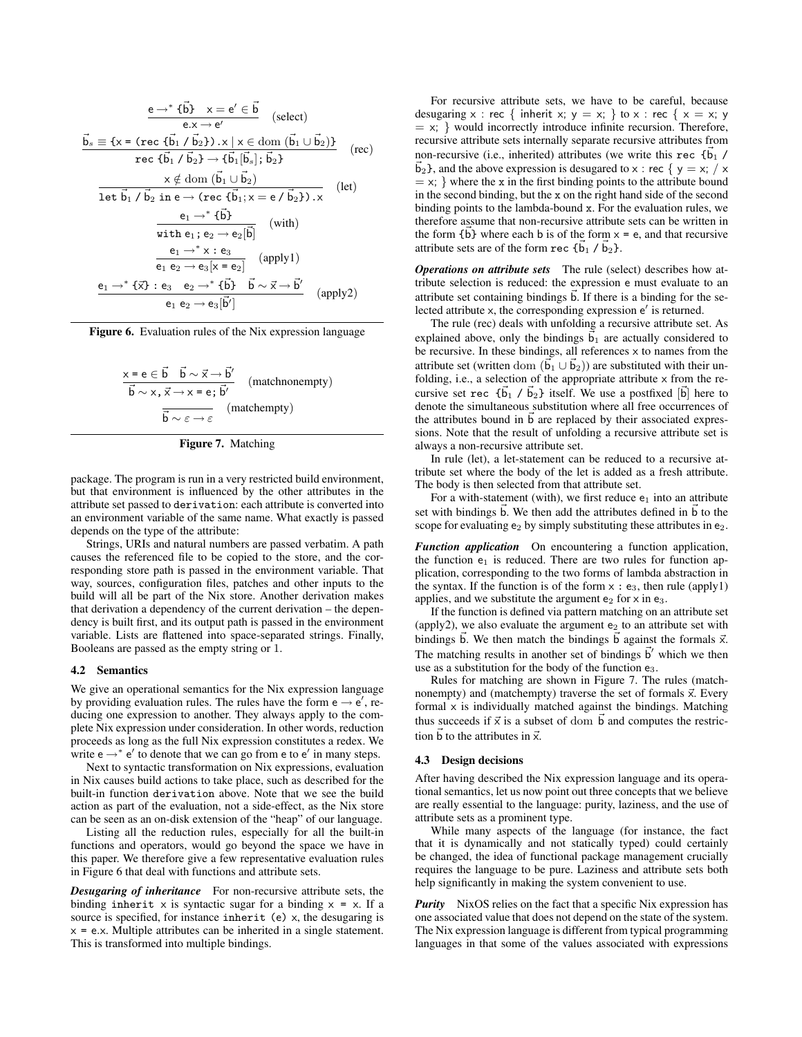$$\frac{\mathtt{e} \rightarrow^* \{\vec{\mathtt{b}}\} \quad \mathtt{x} = \mathtt{e}' \in \vec{\mathtt{b}}}{\mathtt{e.x} \rightarrow \mathtt{e}'} \quad \text{(select)}$$

$$\frac{\vec{\mathtt{b}}_s \equiv \{\mathtt{x = (rec}\ \{\vec{\mathtt{b}}_1\ /\ \vec{\mathtt{b}}_2\}\mathtt{).x} \mid \mathtt{x} \in \mathrm{dom}\ (\vec{\mathtt{b}}_1 \cup \vec{\mathtt{b}}_2)\}}{\mathtt{rec}\ \{\vec{\mathtt{b}}_1\ /\ \vec{\mathtt{b}}_2\} \rightarrow \{\vec{\mathtt{b}}_1[\vec{\mathtt{b}}_s];\ \vec{\mathtt{b}}_2\}} \quad \text{(rec)}$$

$$\frac{\mathtt{x} \notin \mathrm{dom}\ (\vec{\mathtt{b}}_1 \cup \vec{\mathtt{b}}_2)}{\mathtt{let}\ \vec{\mathtt{b}}_1\ /\ \vec{\mathtt{b}}_2\ \mathtt{in}\ \mathtt{e} \rightarrow (\mathtt{rec}\ \{\vec{\mathtt{b}}_1; \mathtt{x} = \mathtt{e}\ /\ \vec{\mathtt{b}}_2\}).\mathtt{x}} \quad \text{(let)}$$

$$\frac{\mathtt{e}_1 \rightarrow^* \{\vec{\mathtt{b}}\}}{\mathtt{with}\ \mathtt{e}_1;\ \mathtt{e}_2 \rightarrow \mathtt{e}_2[\vec{\mathtt{b}}]} \quad \text{(with)}$$

$$\frac{\mathtt{e}_1 \rightarrow^* \mathtt{x} : \mathtt{e}_3}{\mathtt{e}_1\ \mathtt{e}_2 \rightarrow \mathtt{e}_3[\mathtt{x} = \mathtt{e}_2]} \quad \text{(apply1)}$$

$$\frac{\mathtt{e}_1 \rightarrow^* \{\vec{\mathtt{x}}\} : \mathtt{e}_3 \quad \mathtt{e}_2 \rightarrow^* \{\vec{\mathtt{b}}\} \quad \vec{\mathtt{b}} \sim \vec{\mathtt{x}} \rightarrow \vec{\mathtt{b}}'}{\mathtt{e}_1\ \mathtt{e}_2 \rightarrow \mathtt{e}_3[\vec{\mathtt{b}}']} \quad \text{(apply2)}$$

**Figure 6.** Evaluation rules of the Nix expression language

$$\frac{\mathtt{x = e} \in \vec{\mathtt{b}} \quad \vec{\mathtt{b}} \sim \vec{\mathtt{x}} \rightarrow \vec{\mathtt{b}}'}{\vec{\mathtt{b}} \sim \mathtt{x}, \vec{\mathtt{x}} \rightarrow \mathtt{x = e};\ \vec{\mathtt{b}}'} \quad \text{(matchnonempty)}$$

$$\frac{}{\vec{\mathtt{b}} \sim \varepsilon \rightarrow \varepsilon} \quad \text{(matchempty)}$$

**Figure 7.** Matching

package. The program is run in a very restricted build environment, but that environment is influenced by the other attributes in the attribute set passed to `derivation`: each attribute is converted into an environment variable of the same name. What exactly is passed depends on the type of the attribute:

Strings, URIs and natural numbers are passed verbatim. A path causes the referenced file to be copied to the store, and the corresponding store path is passed in the environment variable. That way, sources, configuration files, patches and other inputs to the build will all be part of the Nix store. Another derivation makes that derivation a dependency of the current derivation – the dependency is built first, and its output path is passed in the environment variable. Lists are flattened into space-separated strings. Finally, Booleans are passed as the empty string or 1.

### 4.2 Semantics

We give an operational semantics for the Nix expression language by providing evaluation rules. The rules have the form $\mathtt{e} \rightarrow \mathtt{e}'$, reducing one expression to another. They always apply to the complete Nix expression under consideration. In other words, reduction proceeds as long as the full Nix expression constitutes a redex. We write $\mathtt{e} \rightarrow^* \mathtt{e}'$ to denote that we can go from $\mathtt{e}$ to $\mathtt{e}'$ in many steps.

Next to syntactic transformation on Nix expressions, evaluation in Nix causes build actions to take place, such as described for the built-in function `derivation` above. Note that we see the build action as part of the evaluation, not a side-effect, as the Nix store can be seen as an on-disk extension of the "heap" of our language.

Listing all the reduction rules, especially for all the built-in functions and operators, would go beyond the space we have in this paper. We therefore give a few representative evaluation rules in Figure 6 that deal with functions and attribute sets.

***Desugaring of inheritance*** For non-recursive attribute sets, the binding `inherit x` is syntactic sugar for a binding `x = x`. If a source is specified, for instance `inherit (e) x`, the desugaring is `x = e.x`. Multiple attributes can be inherited in a single statement. This is transformed into multiple bindings.

For recursive attribute sets, we have to be careful, because desugaring `x : rec { inherit x; y = x; }` to `x : rec { x = x; y = x; }` would incorrectly introduce infinite recursion. Therefore, recursive attribute sets internally separate recursive attributes from non-recursive (i.e., inherited) attributes (we write this $\mathtt{rec}\ \{\vec{\mathtt{b}}_1\ /\ \vec{\mathtt{b}}_2\}$, and the above expression is desugared to `x : rec { y = x; / x = x; }` where the `x` in the first binding points to the attribute bound in the second binding, but the `x` on the right hand side of the second binding points to the lambda-bound `x`. For the evaluation rules, we therefore assume that non-recursive attribute sets can be written in the form $\{\vec{\mathtt{b}}\}$ where each $\mathtt{b}$ is of the form $\mathtt{x = e}$, and that recursive attribute sets are of the form $\mathtt{rec}\ \{\vec{\mathtt{b}}_1\ /\ \vec{\mathtt{b}}_2\}$.

***Operations on attribute sets*** The rule (select) describes how attribute selection is reduced: the expression $\mathtt{e}$ must evaluate to an attribute set containing bindings $\vec{\mathtt{b}}$. If there is a binding for the selected attribute $\mathtt{x}$, the corresponding expression $\mathtt{e}'$ is returned.

The rule (rec) deals with unfolding a recursive attribute set. As explained above, only the bindings $\vec{\mathtt{b}}_1$ are actually considered to be recursive. In these bindings, all references $\mathtt{x}$ to names from the attribute set (written $\mathrm{dom}\ (\vec{\mathtt{b}}_1 \cup \vec{\mathtt{b}}_2)$) are substituted with their unfolding, i.e., a selection of the appropriate attribute $\mathtt{x}$ from the recursive set $\mathtt{rec}\ \{\vec{\mathtt{b}}_1\ /\ \vec{\mathtt{b}}_2\}$ itself. We use a postfixed $[\vec{\mathtt{b}}]$ here to denote the simultaneous substitution where all free occurrences of the attributes bound in $\vec{\mathtt{b}}$ are replaced by their associated expressions. Note that the result of unfolding a recursive attribute set is always a non-recursive attribute set.

In rule (let), a let-statement can be reduced to a recursive attribute set where the body of the let is added as a fresh attribute. The body is then selected from that attribute set.

For a with-statement (with), we first reduce $\mathtt{e}_1$ into an attribute set with bindings $\vec{\mathtt{b}}$. We then add the attributes defined in $\vec{\mathtt{b}}$ to the scope for evaluating $\mathtt{e}_2$ by simply substituting these attributes in $\mathtt{e}_2$.

***Function application*** On encountering a function application, the function $\mathtt{e}_1$ is reduced. There are two rules for function application, corresponding to the two forms of lambda abstraction in the syntax. If the function is of the form $\mathtt{x} : \mathtt{e}_3$, then rule (apply1) applies, and we substitute the argument $\mathtt{e}_2$ for $\mathtt{x}$ in $\mathtt{e}_3$.

If the function is defined via pattern matching on an attribute set (apply2), we also evaluate the argument $\mathtt{e}_2$ to an attribute set with bindings $\vec{\mathtt{b}}$. We then match the bindings $\vec{\mathtt{b}}$ against the formals $\vec{\mathtt{x}}$. The matching results in another set of bindings $\vec{\mathtt{b}}'$ which we then use as a substitution for the body of the function $\mathtt{e}_3$.

Rules for matching are shown in Figure 7. The rules (matchnonempty) and (matchempty) traverse the set of formals $\vec{\mathtt{x}}$. Every formal $\mathtt{x}$ is individually matched against the bindings. Matching thus succeeds if $\vec{\mathtt{x}}$ is a subset of $\mathrm{dom}\ \vec{\mathtt{b}}$ and computes the restriction $\vec{\mathtt{b}}$ to the attributes in $\vec{\mathtt{x}}$.

### 4.3 Design decisions

After having described the Nix expression language and its operational semantics, let us now point out three concepts that we believe are really essential to the language: purity, laziness, and the use of attribute sets as a prominent type.

While many aspects of the language (for instance, the fact that it is dynamically and not statically typed) could certainly be changed, the idea of functional package management crucially requires the language to be pure. Laziness and attribute sets both help significantly in making the system convenient to use.

***Purity*** NixOS relies on the fact that a specific Nix expression has one associated value that does not depend on the state of the system. The Nix expression language is different from typical programming languages in that some of the values associated with expressions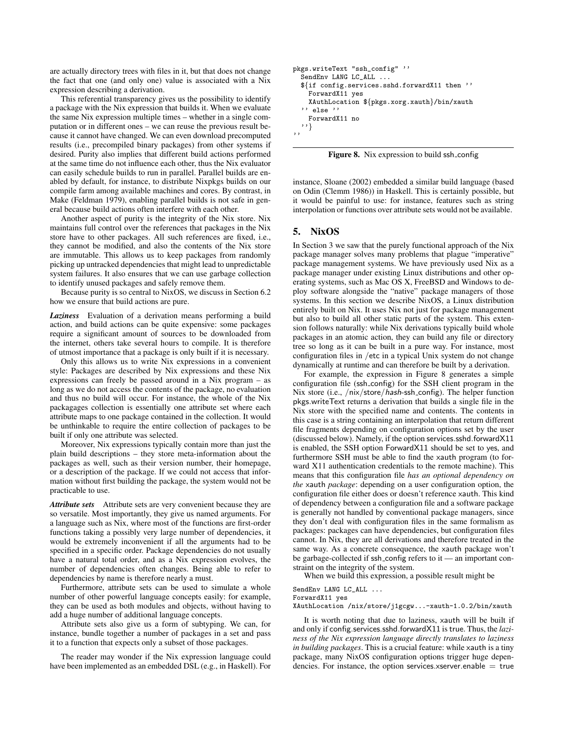are actually directory trees with files in it, but that does not change the fact that one (and only one) value is associated with a Nix expression describing a derivation.

This referential transparency gives us the possibility to identify a package with the Nix expression that builds it. When we evaluate the same Nix expression multiple times – whether in a single computation or in different ones – we can reuse the previous result because it cannot have changed. We can even download precomputed results (i.e., precompiled binary packages) from other systems if desired. Purity also implies that different build actions performed at the same time do not influence each other, thus the Nix evaluator can easily schedule builds to run in parallel. Parallel builds are enabled by default, for instance, to distribute Nixpkgs builds on our compile farm among available machines and cores. By contrast, in Make (Feldman 1979), enabling parallel builds is not safe in general because build actions often interfere with each other.

Another aspect of purity is the integrity of the Nix store. Nix maintains full control over the references that packages in the Nix store have to other packages. All such references are fixed, i.e., they cannot be modified, and also the contents of the Nix store are immutable. This allows us to keep packages from randomly picking up untracked dependencies that might lead to unpredictable system failures. It also ensures that we can use garbage collection to identify unused packages and safely remove them.

Because purity is so central to NixOS, we discuss in Section 6.2 how we ensure that build actions are pure.

***Laziness*** Evaluation of a derivation means performing a build action, and build actions can be quite expensive: some packages require a significant amount of sources to be downloaded from the internet, others take several hours to compile. It is therefore of utmost importance that a package is only built if it is necessary.

Only this allows us to write Nix expressions in a convenient style: Packages are described by Nix expressions and these Nix expressions can freely be passed around in a Nix program – as long as we do not access the contents of the package, no evaluation and thus no build will occur. For instance, the whole of the Nix packagages collection is essentially one attribute set where each attribute maps to one package contained in the collection. It would be unthinkable to require the entire collection of packages to be built if only one attribute was selected.

Moreover, Nix expressions typically contain more than just the plain build descriptions – they store meta-information about the packages as well, such as their version number, their homepage, or a description of the package. If we could not access that information without first building the package, the system would not be practicable to use.

***Attribute sets*** Attribute sets are very convenient because they are so versatile. Most importantly, they give us named arguments. For a language such as Nix, where most of the functions are first-order functions taking a possibly very large number of dependencies, it would be extremely inconvenient if all the arguments had to be specified in a specific order. Package dependencies do not usually have a natural total order, and as a Nix expression evolves, the number of dependencies often changes. Being able to refer to dependencies by name is therefore nearly a must.

Furthermore, attribute sets can be used to simulate a whole number of other powerful language concepts easily: for example, they can be used as both modules and objects, without having to add a huge number of additional language concepts.

Attribute sets also give us a form of subtyping. We can, for instance, bundle together a number of packages in a set and pass it to a function that expects only a subset of those packages.

The reader may wonder if the Nix expression language could have been implemented as an embedded DSL (e.g., in Haskell). For instance, Sloane (2002) embedded a similar build language (based on Odin (Clemm 1986)) in Haskell. This is certainly possible, but it would be painful to use: for instance, features such as string interpolation or functions over attribute sets would not be available.

```
pkgs.writeText "ssh_config" ''
  SendEnv LANG LC_ALL ...
  ${if config.services.sshd.forwardX11 then ''
    ForwardX11 yes
    XAuthLocation ${pkgs.xorg.xauth}/bin/xauth
  '' else ''
    ForwardX11 no
  ''}
''
```

**Figure 8.** Nix expression to build ssh_config

## 5. NixOS

In Section 3 we saw that the purely functional approach of the Nix package manager solves many problems that plague "imperative" package management systems. We have previously used Nix as a package manager under existing Linux distributions and other operating systems, such as Mac OS X, FreeBSD and Windows to deploy software alongside the "native" package managers of those systems. In this section we describe NixOS, a Linux distribution entirely built on Nix. It uses Nix not just for package management but also to build all other static parts of the system. This extension follows naturally: while Nix derivations typically build whole packages in an atomic action, they can build any file or directory tree so long as it can be built in a pure way. For instance, most configuration files in /etc in a typical Unix system do not change dynamically at runtime and can therefore be built by a derivation.

For example, the expression in Figure 8 generates a simple configuration file (ssh_config) for the SSH client program in the Nix store (i.e., /nix/store/*hash*-ssh_config). The helper function pkgs.writeText returns a derivation that builds a single file in the Nix store with the specified name and contents. The contents in this case is a string containing an interpolation that return different file fragments depending on configuration options set by the user (discussed below). Namely, if the option services.sshd.forwardX11 is enabled, the SSH option ForwardX11 should be set to yes, and furthermore SSH must be able to find the xauth program (to forward X11 authentication credentials to the remote machine). This means that this configuration file *has an optional dependency on the* xauth *package*: depending on a user configuration option, the configuration file either does or doesn't reference xauth. This kind of dependency between a configuration file and a software package is generally not handled by conventional package managers, since they don't deal with configuration files in the same formalism as packages: packages can have dependencies, but configuration files cannot. In Nix, they are all derivations and therefore treated in the same way. As a concrete consequence, the xauth package won't be garbage-collected if ssh_config refers to it — an important constraint on the integrity of the system.

When we build this expression, a possible result might be

```
SendEnv LANG LC_ALL ...
ForwardX11 yes
XAuthLocation /nix/store/j1gcgw...-xauth-1.0.2/bin/xauth
```

It is worth noting that due to laziness, xauth will be built if and only if config.services.sshd.forwardX11 is true. Thus, the *laziness of the Nix expression language directly translates to laziness in building packages*. This is a crucial feature: while xauth is a tiny package, many NixOS configuration options trigger huge dependencies. For instance, the option services.xserver.enable = true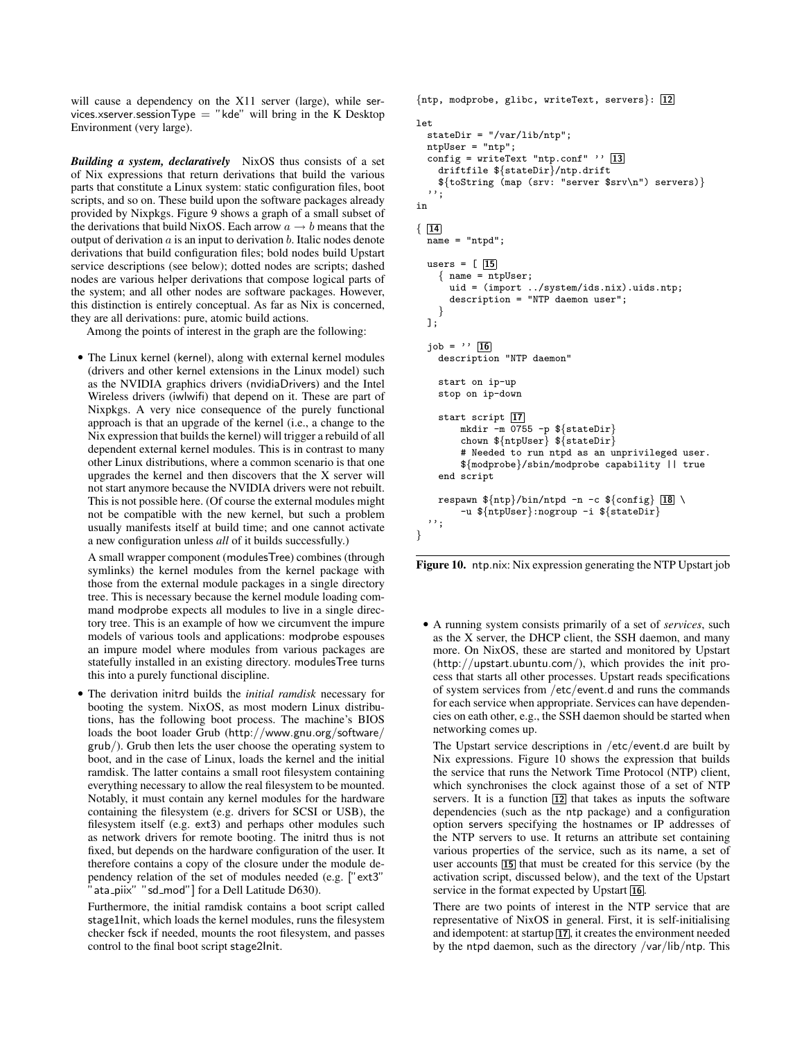will cause a dependency on the X11 server (large), while services.xserver.sessionType = "kde" will bring in the K Desktop Environment (very large).

***Building a system, declaratively*** NixOS thus consists of a set of Nix expressions that return derivations that build the various parts that constitute a Linux system: static configuration files, boot scripts, and so on. These build upon the software packages already provided by Nixpkgs. Figure 9 shows a graph of a small subset of the derivations that build NixOS. Each arrow $a \rightarrow b$ means that the output of derivation $a$ is an input to derivation $b$. Italic nodes denote derivations that build configuration files; bold nodes build Upstart service descriptions (see below); dotted nodes are scripts; dashed nodes are various helper derivations that compose logical parts of the system; and all other nodes are software packages. However, this distinction is entirely conceptual. As far as Nix is concerned, they are all derivations: pure, atomic build actions.

Among the points of interest in the graph are the following:

- The Linux kernel (kernel), along with external kernel modules (drivers and other kernel extensions in the Linux model) such as the NVIDIA graphics drivers (nvidiaDrivers) and the Intel Wireless drivers (iwlwifi) that depend on it. These are part of Nixpkgs. A very nice consequence of the purely functional approach is that an upgrade of the kernel (i.e., a change to the Nix expression that builds the kernel) will trigger a rebuild of all dependent external kernel modules. This is in contrast to many other Linux distributions, where a common scenario is that one upgrades the kernel and then discovers that the X server will not start anymore because the NVIDIA drivers were not rebuilt. This is not possible here. (Of course the external modules might not be compatible with the new kernel, but such a problem usually manifests itself at build time; and one cannot activate a new configuration unless *all* of it builds successfully.)

  A small wrapper component (modulesTree) combines (through symlinks) the kernel modules from the kernel package with those from the external module packages in a single directory tree. This is necessary because the kernel module loading command modprobe expects all modules to live in a single directory tree. This is an example of how we circumvent the impure models of various tools and applications: modprobe espouses an impure model where modules from various packages are statefully installed in an existing directory. modulesTree turns this into a purely functional discipline.

- The derivation initrd builds the *initial ramdisk* necessary for booting the system. NixOS, as most modern Linux distributions, has the following boot process. The machine's BIOS loads the boot loader Grub (http://www.gnu.org/software/grub/). Grub then lets the user choose the operating system to boot, and in the case of Linux, loads the kernel and the initial ramdisk. The latter contains a small root filesystem containing everything necessary to allow the real filesystem to be mounted. Notably, it must contain any kernel modules for the hardware containing the filesystem (e.g. drivers for SCSI or USB), the filesystem itself (e.g. ext3) and perhaps other modules such as network drivers for remote booting. The initrd thus is not fixed, but depends on the hardware configuration of the user. It therefore contains a copy of the closure under the module dependency relation of the set of modules needed (e.g. ["ext3" "ata_piix" "sd_mod"] for a Dell Latitude D630).

  Furthermore, the initial ramdisk contains a boot script called stage1Init, which loads the kernel modules, runs the filesystem checker fsck if needed, mounts the root filesystem, and passes control to the final boot script stage2Init.

```
{ntp, modprobe, glibc, writeText, servers}: [12]

let
  stateDir = "/var/lib/ntp";
  ntpUser = "ntp";
  config = writeText "ntp.conf" '' [13]
    driftfile ${stateDir}/ntp.drift
    ${toString (map (srv: "server $srv\n") servers)}
  '';
in

{ [14]
  name = "ntpd";

  users = [ [15]
    { name = ntpUser;
      uid = (import ../system/ids.nix).uids.ntp;
      description = "NTP daemon user";
    }
  ];

  job = '' [16]
    description "NTP daemon"

    start on ip-up
    stop on ip-down

    start script [17]
        mkdir -m 0755 -p ${stateDir}
        chown ${ntpUser} ${stateDir}
        # Needed to run ntpd as an unprivileged user.
        ${modprobe}/sbin/modprobe capability || true
    end script

    respawn ${ntp}/bin/ntpd -n -c ${config} [18] \
        -u ${ntpUser}:nogroup -i ${stateDir}
  '';
}
```

**Figure 10.** ntp.nix: Nix expression generating the NTP Upstart job

- A running system consists primarily of a set of *services*, such as the X server, the DHCP client, the SSH daemon, and many more. On NixOS, these are started and monitored by Upstart (http://upstart.ubuntu.com/), which provides the init process that starts all other processes. Upstart reads specifications of system services from /etc/event.d and runs the commands for each service when appropriate. Services can have dependencies on eath other, e.g., the SSH daemon should be started when networking comes up.

  The Upstart service descriptions in /etc/event.d are built by Nix expressions. Figure 10 shows the expression that builds the service that runs the Network Time Protocol (NTP) client, which synchronises the clock against those of a set of NTP servers. It is a function [12] that takes as inputs the software dependencies (such as the ntp package) and a configuration option servers specifying the hostnames or IP addresses of the NTP servers to use. It returns an attribute set containing various properties of the service, such as its name, a set of user accounts [15] that must be created for this service (by the activation script, discussed below), and the text of the Upstart service in the format expected by Upstart [16].

  There are two points of interest in the NTP service that are representative of NixOS in general. First, it is self-initialising and idempotent: at startup [17], it creates the environment needed by the ntpd daemon, such as the directory /var/lib/ntp. This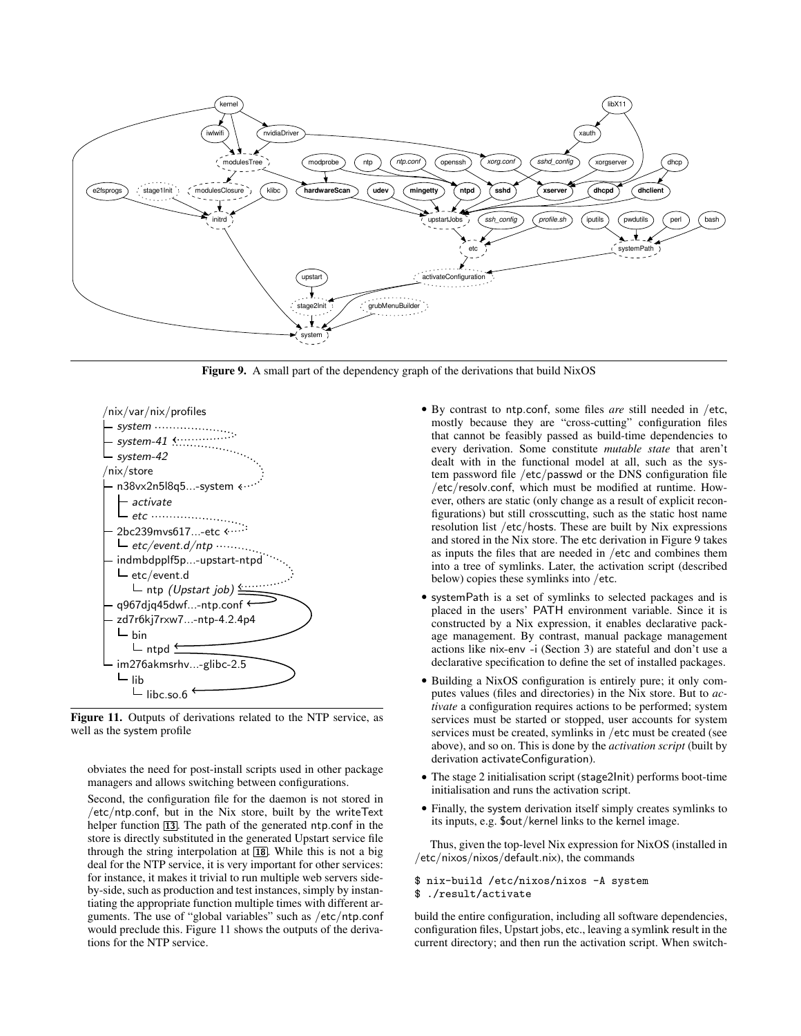kernel
libX11
iwlwifi
nvidiaDriver
xauth
modulesTree
modprobe
ntp
*ntp.conf*
openssh
*xorg.conf*
*sshd_config*
xorgserver
dhcp
e2fsprogs
stage1Init
modulesClosure
klibc
**hardwareScan**
**udev**
**mingetty**
**ntpd**
**sshd**
**xserver**
**dhcpd**
**dhclient**
initrd
upstartJobs
*ssh_config*
*profile.sh*
iputils
pwdutils
perl
bash
etc
systemPath
activateConfiguration
upstart
stage2Init
grubMenuBuilder
system

**Figure 9.** A small part of the dependency graph of the derivations that build NixOS

```
/nix/var/nix/profiles
├ system
├ system-41
└ system-42
/nix/store
├ n38vx2n5l8q5...-system
│ ├ activate
│ └ etc
├ 2bc239mvs617...-etc
│ └ etc/event.d/ntp
├ indmbdpplf5p...-upstart-ntpd
│ └ etc/event.d
│   └ ntp (Upstart job)
├ q967djq45dwf...-ntp.conf
├ zd7r6kj7rxw7...-ntp-4.2.4p4
│ └ bin
│   └ ntpd
└ im276akmsrhv...-glibc-2.5
  └ lib
    └ libc.so.6
```

**Figure 11.** Outputs of derivations related to the NTP service, as well as the system profile

obviates the need for post-install scripts used in other package managers and allows switching between configurations.

Second, the configuration file for the daemon is not stored in /etc/ntp.conf, but in the Nix store, built by the writeText helper function [13]. The path of the generated ntp.conf in the store is directly substituted in the generated Upstart service file through the string interpolation at [18]. While this is not a big deal for the NTP service, it is very important for other services: for instance, it makes it trivial to run multiple web servers side-by-side, such as production and test instances, simply by instantiating the appropriate function multiple times with different arguments. The use of "global variables" such as /etc/ntp.conf would preclude this. Figure 11 shows the outputs of the derivations for the NTP service.

- By contrast to ntp.conf, some files *are* still needed in /etc, mostly because they are "cross-cutting" configuration files that cannot be feasibly passed as build-time dependencies to every derivation. Some constitute *mutable state* that aren't dealt with in the functional model at all, such as the system password file /etc/passwd or the DNS configuration file /etc/resolv.conf, which must be modified at runtime. However, others are static (only change as a result of explicit reconfigurations) but still crosscutting, such as the static host name resolution list /etc/hosts. These are built by Nix expressions and stored in the Nix store. The etc derivation in Figure 9 takes as inputs the files that are needed in /etc and combines them into a tree of symlinks. Later, the activation script (described below) copies these symlinks into /etc.
- systemPath is a set of symlinks to selected packages and is placed in the users' PATH environment variable. Since it is constructed by a Nix expression, it enables declarative package management. By contrast, manual package management actions like nix-env -i (Section 3) are stateful and don't use a declarative specification to define the set of installed packages.
- Building a NixOS configuration is entirely pure; it only computes values (files and directories) in the Nix store. But to *activate* a configuration requires actions to be performed; system services must be started or stopped, user accounts for system services must be created, symlinks in /etc must be created (see above), and so on. This is done by the *activation script* (built by derivation activateConfiguration).
- The stage 2 initialisation script (stage2Init) performs boot-time initialisation and runs the activation script.
- Finally, the system derivation itself simply creates symlinks to its inputs, e.g. $out/kernel links to the kernel image.

Thus, given the top-level Nix expression for NixOS (installed in /etc/nixos/nixos/default.nix), the commands

```
$ nix-build /etc/nixos/nixos -A system
$ ./result/activate
```

build the entire configuration, including all software dependencies, configuration files, Upstart jobs, etc., leaving a symlink result in the current directory; and then run the activation script. When switch-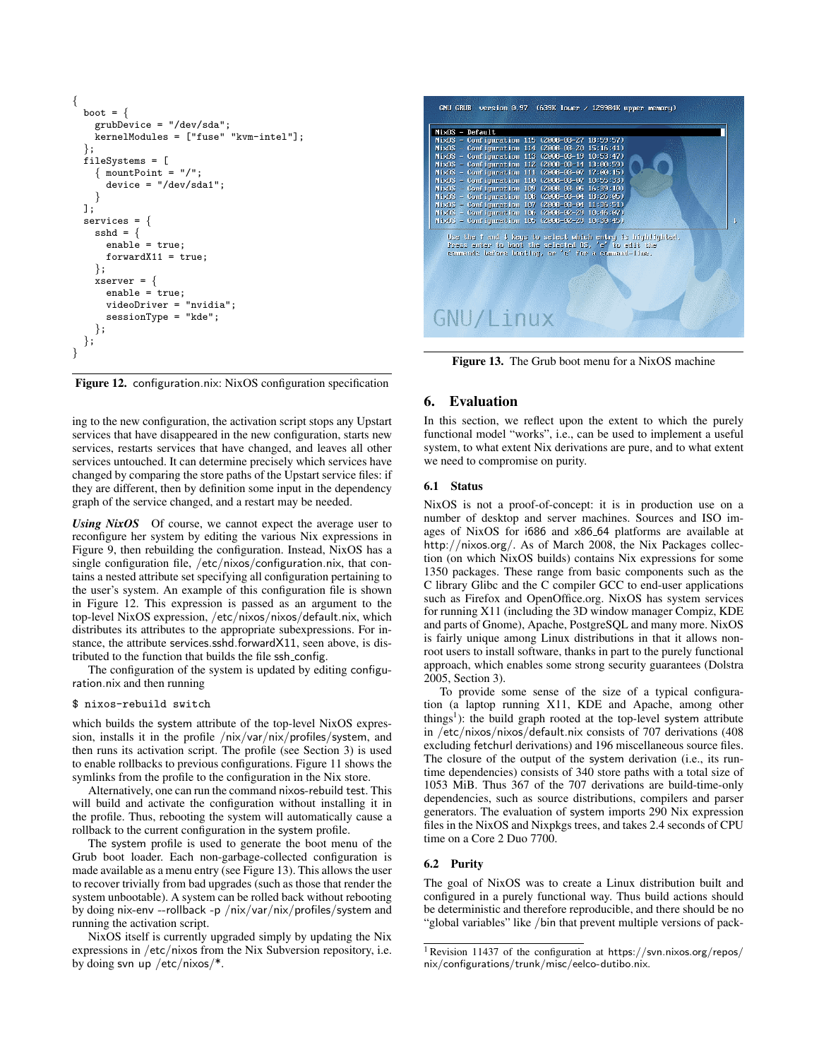```
{
  boot = {
    grubDevice = "/dev/sda";
    kernelModules = ["fuse" "kvm-intel"];
  };
  fileSystems = [
    { mountPoint = "/";
      device = "/dev/sda1";
    }
  ];
  services = {
    sshd = {
      enable = true;
      forwardX11 = true;
    };
    xserver = {
      enable = true;
      videoDriver = "nvidia";
      sessionType = "kde";
    };
  };
}
```

**Figure 12.** configuration.nix: NixOS configuration specification

ing to the new configuration, the activation script stops any Upstart services that have disappeared in the new configuration, starts new services, restarts services that have changed, and leaves all other services untouched. It can determine precisely which services have changed by comparing the store paths of the Upstart service files: if they are different, then by definition some input in the dependency graph of the service changed, and a restart may be needed.

***Using NixOS*** Of course, we cannot expect the average user to reconfigure her system by editing the various Nix expressions in Figure 9, then rebuilding the configuration. Instead, NixOS has a single configuration file, /etc/nixos/configuration.nix, that contains a nested attribute set specifying all configuration pertaining to the user's system. An example of this configuration file is shown in Figure 12. This expression is passed as an argument to the top-level NixOS expression, /etc/nixos/nixos/default.nix, which distributes its attributes to the appropriate subexpressions. For instance, the attribute services.sshd.forwardX11, seen above, is distributed to the function that builds the file ssh_config.

The configuration of the system is updated by editing configuration.nix and then running

```
$ nixos-rebuild switch
```

which builds the system attribute of the top-level NixOS expression, installs it in the profile /nix/var/nix/profiles/system, and then runs its activation script. The profile (see Section 3) is used to enable rollbacks to previous configurations. Figure 11 shows the symlinks from the profile to the configuration in the Nix store.

Alternatively, one can run the command nixos-rebuild test. This will build and activate the configuration without installing it in the profile. Thus, rebooting the system will automatically cause a rollback to the current configuration in the system profile.

The system profile is used to generate the boot menu of the Grub boot loader. Each non-garbage-collected configuration is made available as a menu entry (see Figure 13). This allows the user to recover trivially from bad upgrades (such as those that render the system unbootable). A system can be rolled back without rebooting by doing nix-env --rollback -p /nix/var/nix/profiles/system and running the activation script.

NixOS itself is currently upgraded simply by updating the Nix expressions in /etc/nixos from the Nix Subversion repository, i.e. by doing svn up /etc/nixos/*.

**Figure 13.** The Grub boot menu for a NixOS machine

## 6. Evaluation

In this section, we reflect upon the extent to which the purely functional model "works", i.e., can be used to implement a useful system, to what extent Nix derivations are pure, and to what extent we need to compromise on purity.

### 6.1 Status

NixOS is not a proof-of-concept: it is in production use on a number of desktop and server machines. Sources and ISO images of NixOS for i686 and x86_64 platforms are available at http://nixos.org/. As of March 2008, the Nix Packages collection (on which NixOS builds) contains Nix expressions for some 1350 packages. These range from basic components such as the C library Glibc and the C compiler GCC to end-user applications such as Firefox and OpenOffice.org. NixOS has system services for running X11 (including the 3D window manager Compiz, KDE and parts of Gnome), Apache, PostgreSQL and many more. NixOS is fairly unique among Linux distributions in that it allows non-root users to install software, thanks in part to the purely functional approach, which enables some strong security guarantees (Dolstra 2005, Section 3).

To provide some sense of the size of a typical configuration (a laptop running X11, KDE and Apache, among other things[1]): the build graph rooted at the top-level system attribute in /etc/nixos/nixos/default.nix consists of 707 derivations (408 excluding fetchurl derivations) and 196 miscellaneous source files. The closure of the output of the system derivation (i.e., its runtime dependencies) consists of 340 store paths with a total size of 1053 MiB. Thus 367 of the 707 derivations are build-time-only dependencies, such as source distributions, compilers and parser generators. The evaluation of system imports 290 Nix expression files in the NixOS and Nixpkgs trees, and takes 2.4 seconds of CPU time on a Core 2 Duo 7700.

### 6.2 Purity

The goal of NixOS was to create a Linux distribution built and configured in a purely functional way. Thus build actions should be deterministic and therefore reproducible, and there should be no "global variables" like /bin that prevent multiple versions of pack-

[1] Revision 11437 of the configuration at https://svn.nixos.org/repos/nix/configurations/trunk/misc/eelco-dutibo.nix.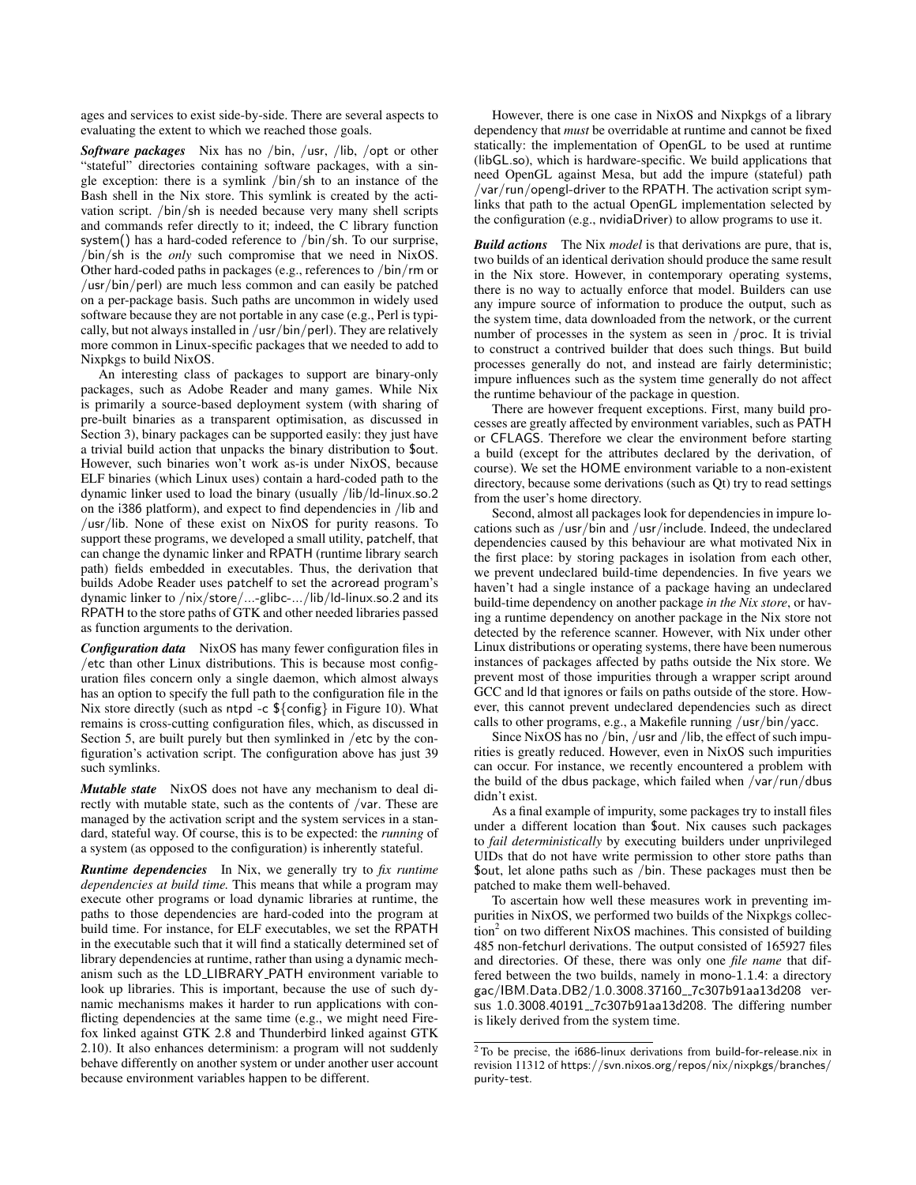ages and services to exist side-by-side. There are several aspects to evaluating the extent to which we reached those goals.

***Software packages*** Nix has no /bin, /usr, /lib, /opt or other "stateful" directories containing software packages, with a single exception: there is a symlink /bin/sh to an instance of the Bash shell in the Nix store. This symlink is created by the activation script. /bin/sh is needed because very many shell scripts and commands refer directly to it; indeed, the C library function system() has a hard-coded reference to /bin/sh. To our surprise, /bin/sh is the *only* such compromise that we need in NixOS. Other hard-coded paths in packages (e.g., references to /bin/rm or /usr/bin/perl) are much less common and can easily be patched on a per-package basis. Such paths are uncommon in widely used software because they are not portable in any case (e.g., Perl is typically, but not always installed in /usr/bin/perl). They are relatively more common in Linux-specific packages that we needed to add to Nixpkgs to build NixOS.

An interesting class of packages to support are binary-only packages, such as Adobe Reader and many games. While Nix is primarily a source-based deployment system (with sharing of pre-built binaries as a transparent optimisation, as discussed in Section 3), binary packages can be supported easily: they just have a trivial build action that unpacks the binary distribution to $out. However, such binaries won't work as-is under NixOS, because ELF binaries (which Linux uses) contain a hard-coded path to the dynamic linker used to load the binary (usually /lib/ld-linux.so.2 on the i386 platform), and expect to find dependencies in /lib and /usr/lib. None of these exist on NixOS for purity reasons. To support these programs, we developed a small utility, patchelf, that can change the dynamic linker and RPATH (runtime library search path) fields embedded in executables. Thus, the derivation that builds Adobe Reader uses patchelf to set the acroread program's dynamic linker to /nix/store/...-glibc-.../lib/ld-linux.so.2 and its RPATH to the store paths of GTK and other needed libraries passed as function arguments to the derivation.

***Configuration data*** NixOS has many fewer configuration files in /etc than other Linux distributions. This is because most configuration files concern only a single daemon, which almost always has an option to specify the full path to the configuration file in the Nix store directly (such as ntpd -c ${config} in Figure 10). What remains is cross-cutting configuration files, which, as discussed in Section 5, are built purely but then symlinked in /etc by the configuration's activation script. The configuration above has just 39 such symlinks.

***Mutable state*** NixOS does not have any mechanism to deal directly with mutable state, such as the contents of /var. These are managed by the activation script and the system services in a standard, stateful way. Of course, this is to be expected: the *running* of a system (as opposed to the configuration) is inherently stateful.

***Runtime dependencies*** In Nix, we generally try to *fix runtime dependencies at build time.* This means that while a program may execute other programs or load dynamic libraries at runtime, the paths to those dependencies are hard-coded into the program at build time. For instance, for ELF executables, we set the RPATH in the executable such that it will find a statically determined set of library dependencies at runtime, rather than using a dynamic mechanism such as the LD_LIBRARY_PATH environment variable to look up libraries. This is important, because the use of such dynamic mechanisms makes it harder to run applications with conflicting dependencies at the same time (e.g., we might need Firefox linked against GTK 2.8 and Thunderbird linked against GTK 2.10). It also enhances determinism: a program will not suddenly behave differently on another system or under another user account because environment variables happen to be different.

However, there is one case in NixOS and Nixpkgs of a library dependency that *must* be overridable at runtime and cannot be fixed statically: the implementation of OpenGL to be used at runtime (libGL.so), which is hardware-specific. We build applications that need OpenGL against Mesa, but add the impure (stateful) path /var/run/opengl-driver to the RPATH. The activation script symlinks that path to the actual OpenGL implementation selected by the configuration (e.g., nvidiaDriver) to allow programs to use it.

***Build actions*** The Nix *model* is that derivations are pure, that is, two builds of an identical derivation should produce the same result in the Nix store. However, in contemporary operating systems, there is no way to actually enforce that model. Builders can use any impure source of information to produce the output, such as the system time, data downloaded from the network, or the current number of processes in the system as seen in /proc. It is trivial to construct a contrived builder that does such things. But build processes generally do not, and instead are fairly deterministic; impure influences such as the system time generally do not affect the runtime behaviour of the package in question.

There are however frequent exceptions. First, many build processes are greatly affected by environment variables, such as PATH or CFLAGS. Therefore we clear the environment before starting a build (except for the attributes declared by the derivation, of course). We set the HOME environment variable to a non-existent directory, because some derivations (such as Qt) try to read settings from the user's home directory.

Second, almost all packages look for dependencies in impure locations such as /usr/bin and /usr/include. Indeed, the undeclared dependencies caused by this behaviour are what motivated Nix in the first place: by storing packages in isolation from each other, we prevent undeclared build-time dependencies. In five years we haven't had a single instance of a package having an undeclared build-time dependency on another package *in the Nix store*, or having a runtime dependency on another package in the Nix store not detected by the reference scanner. However, with Nix under other Linux distributions or operating systems, there have been numerous instances of packages affected by paths outside the Nix store. We prevent most of those impurities through a wrapper script around GCC and ld that ignores or fails on paths outside of the store. However, this cannot prevent undeclared dependencies such as direct calls to other programs, e.g., a Makefile running /usr/bin/yacc.

Since NixOS has no /bin, /usr and /lib, the effect of such impurities is greatly reduced. However, even in NixOS such impurities can occur. For instance, we recently encountered a problem with the build of the dbus package, which failed when /var/run/dbus didn't exist.

As a final example of impurity, some packages try to install files under a different location than $out. Nix causes such packages to *fail deterministically* by executing builders under unprivileged UIDs that do not have write permission to other store paths than $out, let alone paths such as /bin. These packages must then be patched to make them well-behaved.

To ascertain how well these measures work in preventing impurities in NixOS, we performed two builds of the Nixpkgs collection[2] on two different NixOS machines. This consisted of building 485 non-fetchurl derivations. The output consisted of 165927 files and directories. Of these, there was only one *file name* that differed between the two builds, namely in mono-1.1.4: a directory gac/IBM.Data.DB2/1.0.3008.37160__7c307b91aa13d208 versus 1.0.3008.40191__7c307b91aa13d208. The differing number is likely derived from the system time.

---

[2] To be precise, the i686-linux derivations from build-for-release.nix in revision 11312 of https://svn.nixos.org/repos/nix/nixpkgs/branches/purity-test.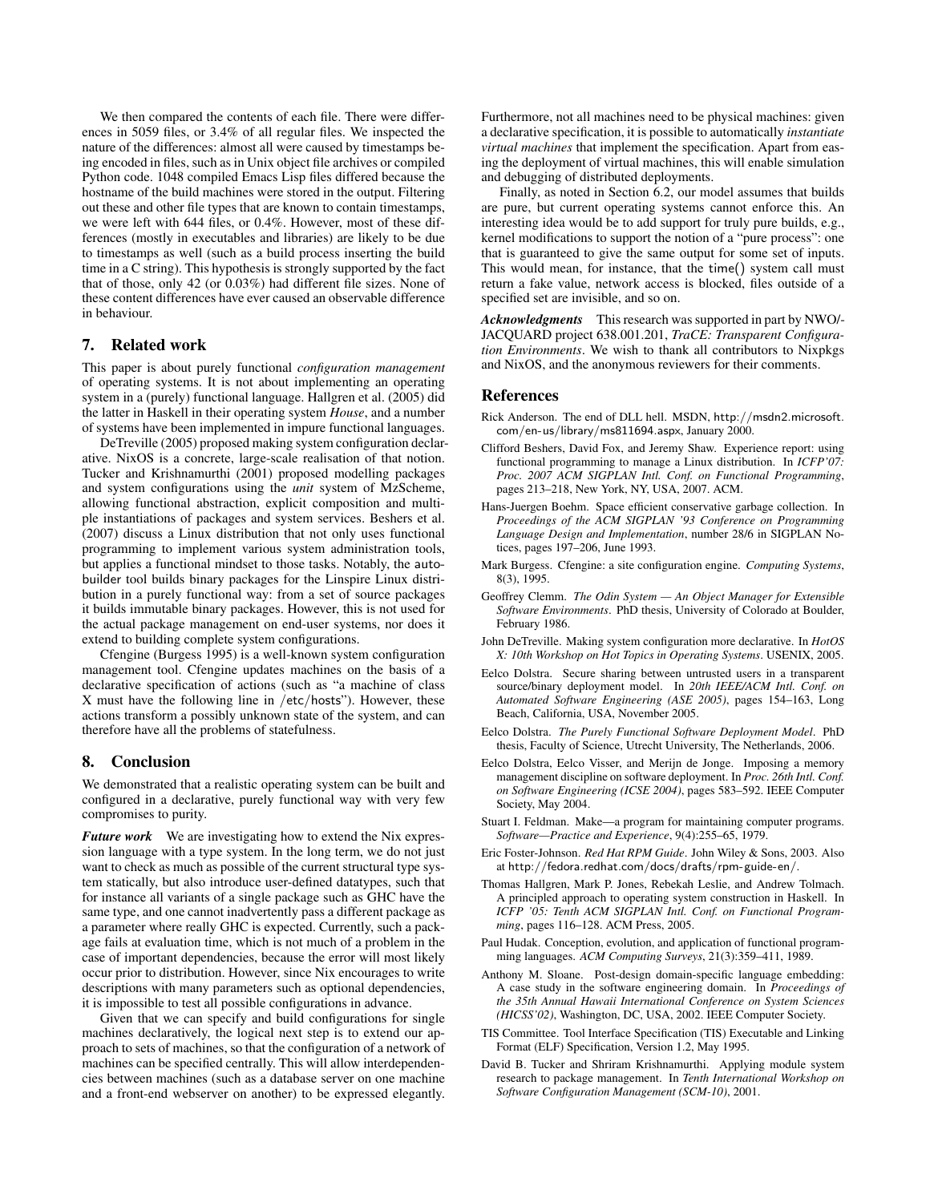We then compared the contents of each file. There were differences in 5059 files, or 3.4% of all regular files. We inspected the nature of the differences: almost all were caused by timestamps being encoded in files, such as in Unix object file archives or compiled Python code. 1048 compiled Emacs Lisp files differed because the hostname of the build machines were stored in the output. Filtering out these and other file types that are known to contain timestamps, we were left with 644 files, or 0.4%. However, most of these differences (mostly in executables and libraries) are likely to be due to timestamps as well (such as a build process inserting the build time in a C string). This hypothesis is strongly supported by the fact that of those, only 42 (or 0.03%) had different file sizes. None of these content differences have ever caused an observable difference in behaviour.

## 7. Related work

This paper is about purely functional *configuration management* of operating systems. It is not about implementing an operating system in a (purely) functional language. Hallgren et al. (2005) did the latter in Haskell in their operating system *House*, and a number of systems have been implemented in impure functional languages.

DeTreville (2005) proposed making system configuration declarative. NixOS is a concrete, large-scale realisation of that notion. Tucker and Krishnamurthi (2001) proposed modelling packages and system configurations using the *unit* system of MzScheme, allowing functional abstraction, explicit composition and multiple instantiations of packages and system services. Beshers et al. (2007) discuss a Linux distribution that not only uses functional programming to implement various system administration tools, but applies a functional mindset to those tasks. Notably, the autobuilder tool builds binary packages for the Linspire Linux distribution in a purely functional way: from a set of source packages it builds immutable binary packages. However, this is not used for the actual package management on end-user systems, nor does it extend to building complete system configurations.

Cfengine (Burgess 1995) is a well-known system configuration management tool. Cfengine updates machines on the basis of a declarative specification of actions (such as "a machine of class X must have the following line in /etc/hosts"). However, these actions transform a possibly unknown state of the system, and can therefore have all the problems of statefulness.

## 8. Conclusion

We demonstrated that a realistic operating system can be built and configured in a declarative, purely functional way with very few compromises to purity.

***Future work*** We are investigating how to extend the Nix expression language with a type system. In the long term, we do not just want to check as much as possible of the current structural type system statically, but also introduce user-defined datatypes, such that for instance all variants of a single package such as GHC have the same type, and one cannot inadvertently pass a different package as a parameter where really GHC is expected. Currently, such a package fails at evaluation time, which is not much of a problem in the case of important dependencies, because the error will most likely occur prior to distribution. However, since Nix encourages to write descriptions with many parameters such as optional dependencies, it is impossible to test all possible configurations in advance.

Given that we can specify and build configurations for single machines declaratively, the logical next step is to extend our approach to sets of machines, so that the configuration of a network of machines can be specified centrally. This will allow interdependencies between machines (such as a database server on one machine and a front-end webserver on another) to be expressed elegantly. Furthermore, not all machines need to be physical machines: given a declarative specification, it is possible to automatically *instantiate virtual machines* that implement the specification. Apart from easing the deployment of virtual machines, this will enable simulation and debugging of distributed deployments.

Finally, as noted in Section 6.2, our model assumes that builds are pure, but current operating systems cannot enforce this. An interesting idea would be to add support for truly pure builds, e.g., kernel modifications to support the notion of a "pure process": one that is guaranteed to give the same output for some set of inputs. This would mean, for instance, that the time() system call must return a fake value, network access is blocked, files outside of a specified set are invisible, and so on.

***Acknowledgments*** This research was supported in part by NWO/-JACQUARD project 638.001.201, *TraCE: Transparent Configuration Environments*. We wish to thank all contributors to Nixpkgs and NixOS, and the anonymous reviewers for their comments.

## References

Rick Anderson. The end of DLL hell. MSDN, http://msdn2.microsoft.com/en-us/library/ms811694.aspx, January 2000.

Clifford Beshers, David Fox, and Jeremy Shaw. Experience report: using functional programming to manage a Linux distribution. In *ICFP'07: Proc. 2007 ACM SIGPLAN Intl. Conf. on Functional Programming*, pages 213–218, New York, NY, USA, 2007. ACM.

Hans-Juergen Boehm. Space efficient conservative garbage collection. In *Proceedings of the ACM SIGPLAN '93 Conference on Programming Language Design and Implementation*, number 28/6 in SIGPLAN Notices, pages 197–206, June 1993.

Mark Burgess. Cfengine: a site configuration engine. *Computing Systems*, 8(3), 1995.

Geoffrey Clemm. *The Odin System — An Object Manager for Extensible Software Environments*. PhD thesis, University of Colorado at Boulder, February 1986.

John DeTreville. Making system configuration more declarative. In *HotOS X: 10th Workshop on Hot Topics in Operating Systems*. USENIX, 2005.

Eelco Dolstra. Secure sharing between untrusted users in a transparent source/binary deployment model. In *20th IEEE/ACM Intl. Conf. on Automated Software Engineering (ASE 2005)*, pages 154–163, Long Beach, California, USA, November 2005.

Eelco Dolstra. *The Purely Functional Software Deployment Model*. PhD thesis, Faculty of Science, Utrecht University, The Netherlands, 2006.

Eelco Dolstra, Eelco Visser, and Merijn de Jonge. Imposing a memory management discipline on software deployment. In *Proc. 26th Intl. Conf. on Software Engineering (ICSE 2004)*, pages 583–592. IEEE Computer Society, May 2004.

Stuart I. Feldman. Make—a program for maintaining computer programs. *Software—Practice and Experience*, 9(4):255–65, 1979.

Eric Foster-Johnson. *Red Hat RPM Guide*. John Wiley & Sons, 2003. Also at http://fedora.redhat.com/docs/drafts/rpm-guide-en/.

Thomas Hallgren, Mark P. Jones, Rebekah Leslie, and Andrew Tolmach. A principled approach to operating system construction in Haskell. In *ICFP '05: Tenth ACM SIGPLAN Intl. Conf. on Functional Programming*, pages 116–128. ACM Press, 2005.

Paul Hudak. Conception, evolution, and application of functional programming languages. *ACM Computing Surveys*, 21(3):359–411, 1989.

Anthony M. Sloane. Post-design domain-specific language embedding: A case study in the software engineering domain. In *Proceedings of the 35th Annual Hawaii International Conference on System Sciences (HICSS'02)*, Washington, DC, USA, 2002. IEEE Computer Society.

TIS Committee. Tool Interface Specification (TIS) Executable and Linking Format (ELF) Specification, Version 1.2, May 1995.

David B. Tucker and Shriram Krishnamurthi. Applying module system research to package management. In *Tenth International Workshop on Software Configuration Management (SCM-10)*, 2001.